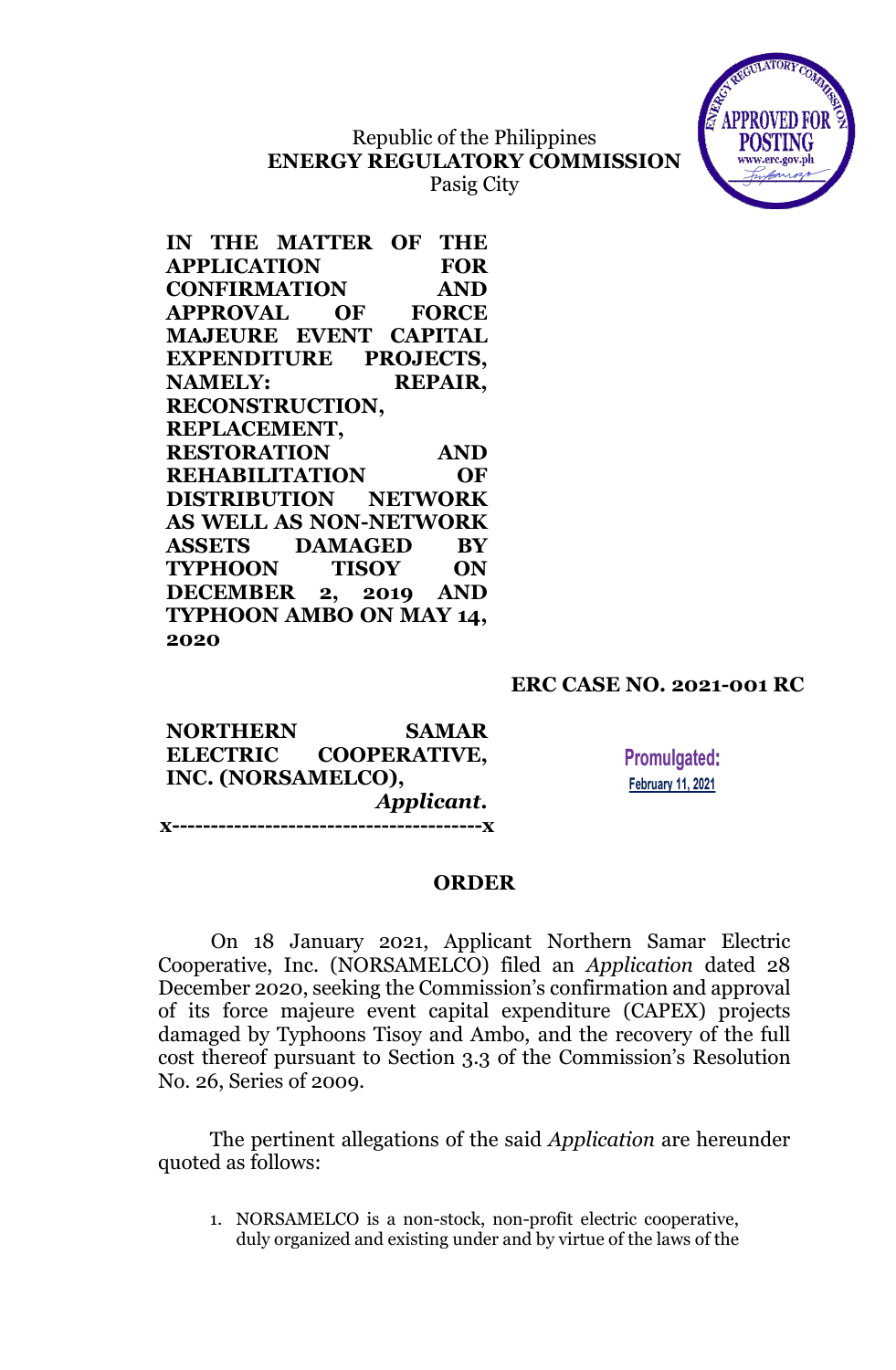Republic of the Philippines
**ENERGY REGULATORY COMMISSION**
Pasig City

**IN THE MATTER OF THE APPLICATION FOR CONFIRMATION AND APPROVAL OF FORCE MAJEURE EVENT CAPITAL EXPENDITURE PROJECTS, NAMELY: REPAIR, RECONSTRUCTION, REPLACEMENT, RESTORATION AND REHABILITATION OF DISTRIBUTION NETWORK AS WELL AS NON-NETWORK ASSETS DAMAGED BY TYPHOON TISOY ON DECEMBER 2, 2019 AND TYPHOON AMBO ON MAY 14, 2020**

**ERC CASE NO. 2021-001 RC**

**NORTHERN SAMAR ELECTRIC COOPERATIVE, INC. (NORSAMELCO),**
***Applicant.***
**x----------------------------------------x**

Promulgated:
February 11, 2021

## ORDER

On 18 January 2021, Applicant Northern Samar Electric Cooperative, Inc. (NORSAMELCO) filed an *Application* dated 28 December 2020, seeking the Commission's confirmation and approval of its force majeure event capital expenditure (CAPEX) projects damaged by Typhoons Tisoy and Ambo, and the recovery of the full cost thereof pursuant to Section 3.3 of the Commission's Resolution No. 26, Series of 2009.

The pertinent allegations of the said *Application* are hereunder quoted as follows:

1. NORSAMELCO is a non-stock, non-profit electric cooperative, duly organized and existing under and by virtue of the laws of the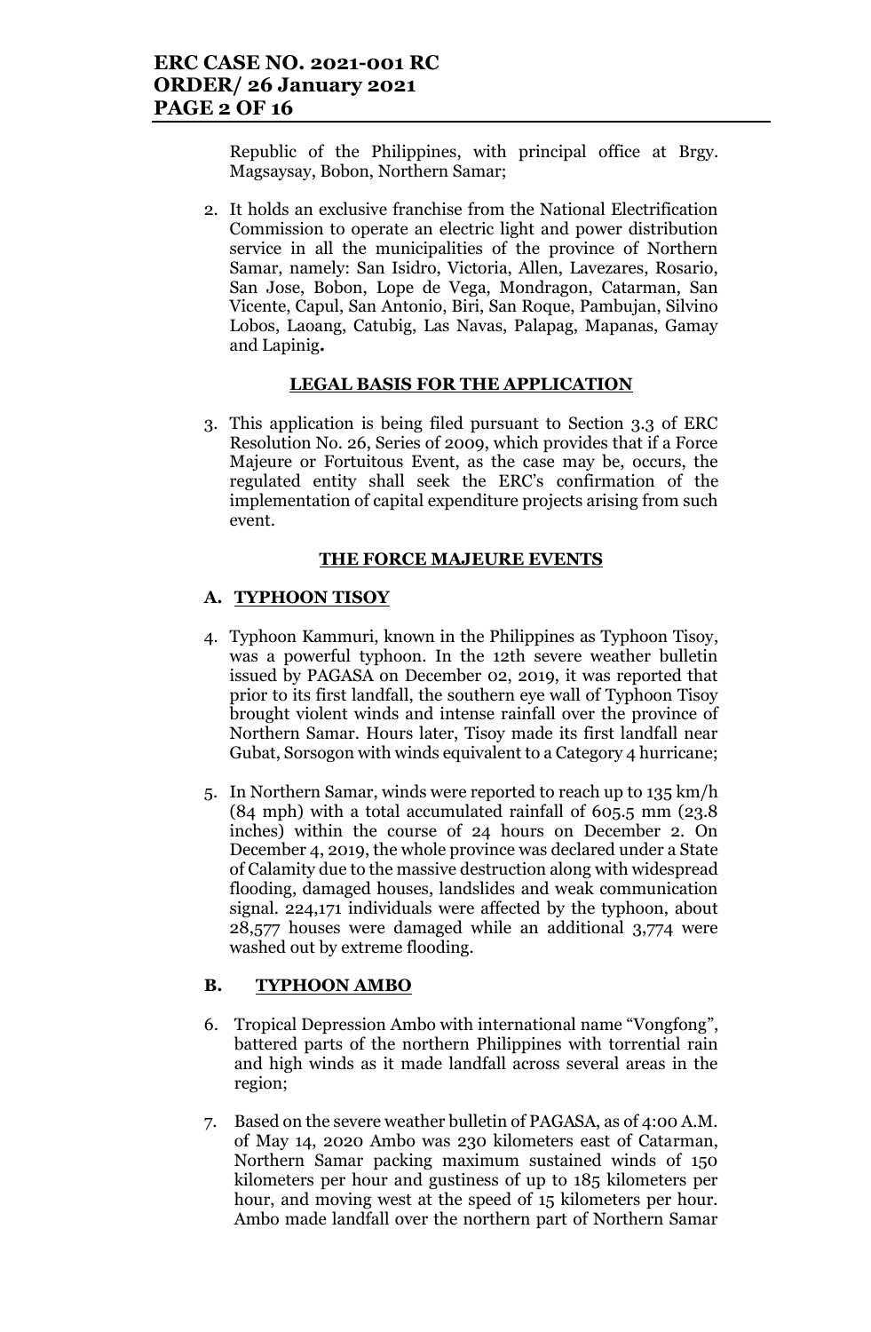Republic of the Philippines, with principal office at Brgy. Magsaysay, Bobon, Northern Samar;

2. It holds an exclusive franchise from the National Electrification Commission to operate an electric light and power distribution service in all the municipalities of the province of Northern Samar, namely: San Isidro, Victoria, Allen, Lavezares, Rosario, San Jose, Bobon, Lope de Vega, Mondragon, Catarman, San Vicente, Capul, San Antonio, Biri, San Roque, Pambujan, Silvino Lobos, Laoang, Catubig, Las Navas, Palapag, Mapanas, Gamay and Lapinig**.**

**LEGAL BASIS FOR THE APPLICATION**

3. This application is being filed pursuant to Section 3.3 of ERC Resolution No. 26, Series of 2009, which provides that if a Force Majeure or Fortuitous Event, as the case may be, occurs, the regulated entity shall seek the ERC's confirmation of the implementation of capital expenditure projects arising from such event.

**THE FORCE MAJEURE EVENTS**

**A. TYPHOON TISOY**

4. Typhoon Kammuri, known in the Philippines as Typhoon Tisoy, was a powerful typhoon. In the 12th severe weather bulletin issued by PAGASA on December 02, 2019, it was reported that prior to its first landfall, the southern eye wall of Typhoon Tisoy brought violent winds and intense rainfall over the province of Northern Samar. Hours later, Tisoy made its first landfall near Gubat, Sorsogon with winds equivalent to a Category 4 hurricane;

5. In Northern Samar, winds were reported to reach up to 135 km/h (84 mph) with a total accumulated rainfall of 605.5 mm (23.8 inches) within the course of 24 hours on December 2. On December 4, 2019, the whole province was declared under a State of Calamity due to the massive destruction along with widespread flooding, damaged houses, landslides and weak communication signal. 224,171 individuals were affected by the typhoon, about 28,577 houses were damaged while an additional 3,774 were washed out by extreme flooding.

**B. TYPHOON AMBO**

6. Tropical Depression Ambo with international name "Vongfong", battered parts of the northern Philippines with torrential rain and high winds as it made landfall across several areas in the region;

7. Based on the severe weather bulletin of PAGASA, as of 4:00 A.M. of May 14, 2020 Ambo was 230 kilometers east of Catarman, Northern Samar packing maximum sustained winds of 150 kilometers per hour and gustiness of up to 185 kilometers per hour, and moving west at the speed of 15 kilometers per hour. Ambo made landfall over the northern part of Northern Samar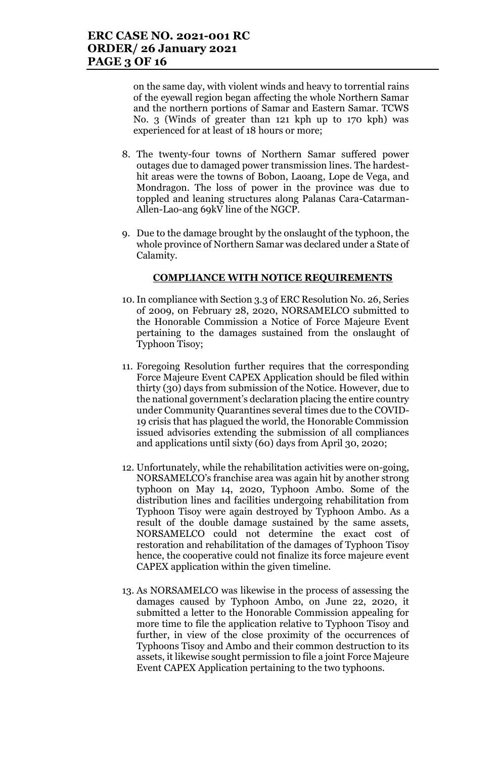on the same day, with violent winds and heavy to torrential rains of the eyewall region began affecting the whole Northern Samar and the northern portions of Samar and Eastern Samar. TCWS No. 3 (Winds of greater than 121 kph up to 170 kph) was experienced for at least of 18 hours or more;

8. The twenty-four towns of Northern Samar suffered power outages due to damaged power transmission lines. The hardest-hit areas were the towns of Bobon, Laoang, Lope de Vega, and Mondragon. The loss of power in the province was due to toppled and leaning structures along Palanas Cara-Catarman-Allen-Lao-ang 69kV line of the NGCP.

9. Due to the damage brought by the onslaught of the typhoon, the whole province of Northern Samar was declared under a State of Calamity.

**COMPLIANCE WITH NOTICE REQUIREMENTS**

10. In compliance with Section 3.3 of ERC Resolution No. 26, Series of 2009, on February 28, 2020, NORSAMELCO submitted to the Honorable Commission a Notice of Force Majeure Event pertaining to the damages sustained from the onslaught of Typhoon Tisoy;

11. Foregoing Resolution further requires that the corresponding Force Majeure Event CAPEX Application should be filed within thirty (30) days from submission of the Notice. However, due to the national government's declaration placing the entire country under Community Quarantines several times due to the COVID-19 crisis that has plagued the world, the Honorable Commission issued advisories extending the submission of all compliances and applications until sixty (60) days from April 30, 2020;

12. Unfortunately, while the rehabilitation activities were on-going, NORSAMELCO's franchise area was again hit by another strong typhoon on May 14, 2020, Typhoon Ambo. Some of the distribution lines and facilities undergoing rehabilitation from Typhoon Tisoy were again destroyed by Typhoon Ambo. As a result of the double damage sustained by the same assets, NORSAMELCO could not determine the exact cost of restoration and rehabilitation of the damages of Typhoon Tisoy hence, the cooperative could not finalize its force majeure event CAPEX application within the given timeline.

13. As NORSAMELCO was likewise in the process of assessing the damages caused by Typhoon Ambo, on June 22, 2020, it submitted a letter to the Honorable Commission appealing for more time to file the application relative to Typhoon Tisoy and further, in view of the close proximity of the occurrences of Typhoons Tisoy and Ambo and their common destruction to its assets, it likewise sought permission to file a joint Force Majeure Event CAPEX Application pertaining to the two typhoons.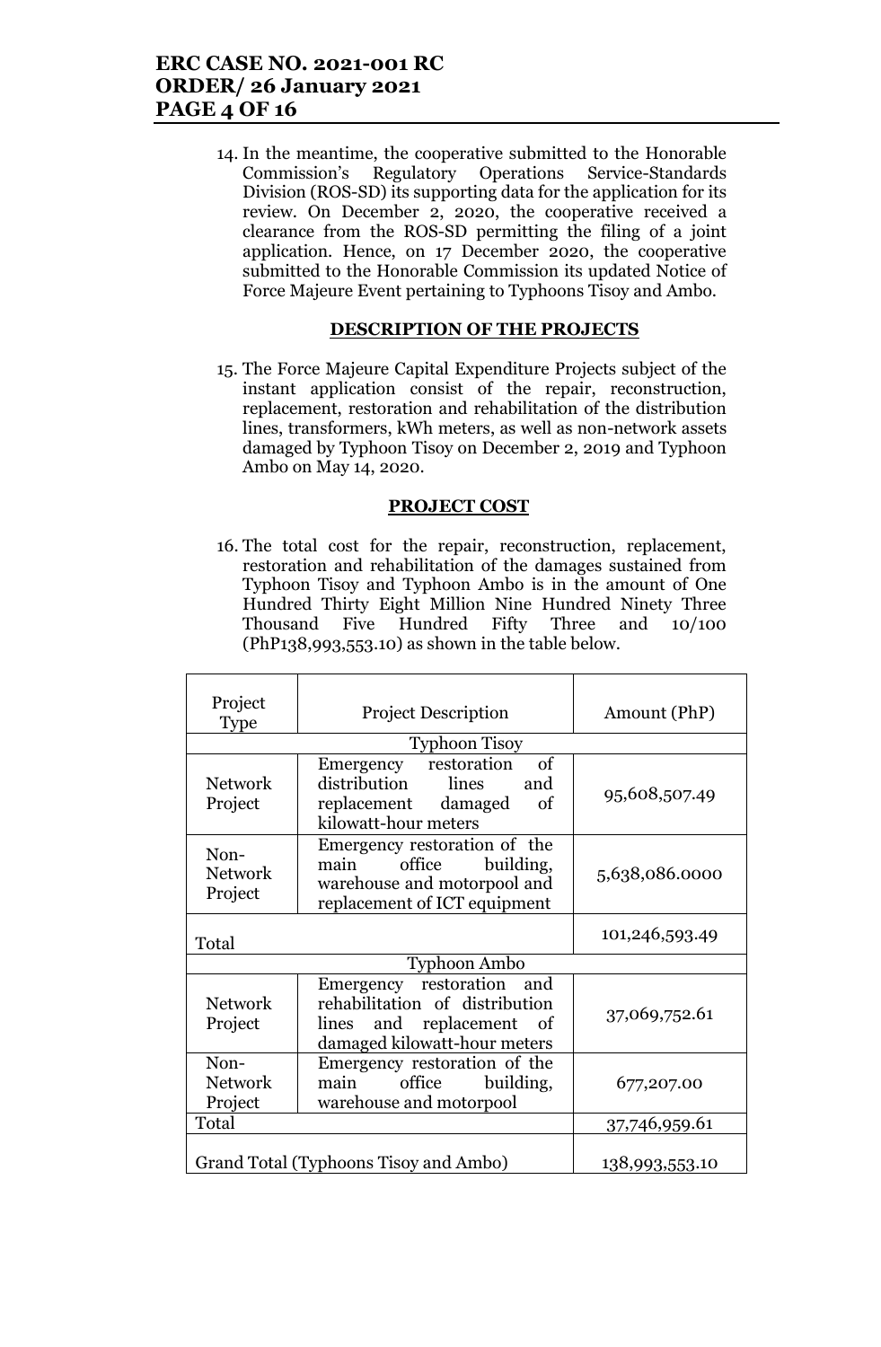14. In the meantime, the cooperative submitted to the Honorable Commission's Regulatory Operations Service-Standards Division (ROS-SD) its supporting data for the application for its review. On December 2, 2020, the cooperative received a clearance from the ROS-SD permitting the filing of a joint application. Hence, on 17 December 2020, the cooperative submitted to the Honorable Commission its updated Notice of Force Majeure Event pertaining to Typhoons Tisoy and Ambo.

**DESCRIPTION OF THE PROJECTS**

15. The Force Majeure Capital Expenditure Projects subject of the instant application consist of the repair, reconstruction, replacement, restoration and rehabilitation of the distribution lines, transformers, kWh meters, as well as non-network assets damaged by Typhoon Tisoy on December 2, 2019 and Typhoon Ambo on May 14, 2020.

**PROJECT COST**

16. The total cost for the repair, reconstruction, replacement, restoration and rehabilitation of the damages sustained from Typhoon Tisoy and Typhoon Ambo is in the amount of One Hundred Thirty Eight Million Nine Hundred Ninety Three Thousand Five Hundred Fifty Three and 10/100 (PhP138,993,553.10) as shown in the table below.

| Project Type | Project Description | Amount (PhP) |
|---|---|---|
| Typhoon Tisoy | | |
| Network Project | Emergency restoration of distribution lines and replacement damaged of kilowatt-hour meters | 95,608,507.49 |
| Non-Network Project | Emergency restoration of the main office building, warehouse and motorpool and replacement of ICT equipment | 5,638,086.0000 |
| Total | | 101,246,593.49 |
| Typhoon Ambo | | |
| Network Project | Emergency restoration and rehabilitation of distribution lines and replacement of damaged kilowatt-hour meters | 37,069,752.61 |
| Non-Network Project | Emergency restoration of the main office building, warehouse and motorpool | 677,207.00 |
| Total | | 37,746,959.61 |
| Grand Total (Typhoons Tisoy and Ambo) | | 138,993,553.10 |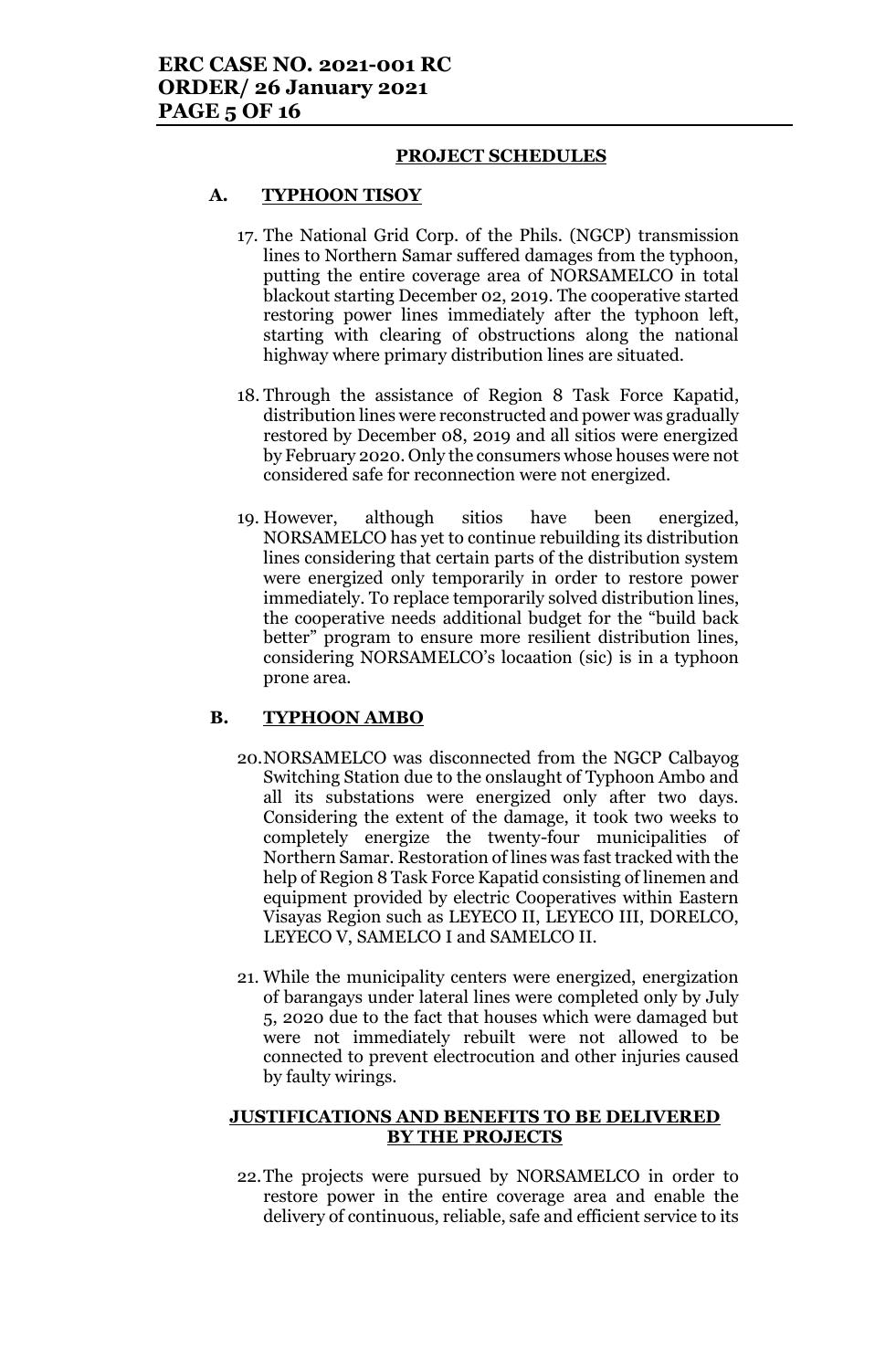## PROJECT SCHEDULES

### A. TYPHOON TISOY

17. The National Grid Corp. of the Phils. (NGCP) transmission lines to Northern Samar suffered damages from the typhoon, putting the entire coverage area of NORSAMELCO in total blackout starting December 02, 2019. The cooperative started restoring power lines immediately after the typhoon left, starting with clearing of obstructions along the national highway where primary distribution lines are situated.

18. Through the assistance of Region 8 Task Force Kapatid, distribution lines were reconstructed and power was gradually restored by December 08, 2019 and all sitios were energized by February 2020. Only the consumers whose houses were not considered safe for reconnection were not energized.

19. However, although sitios have been energized, NORSAMELCO has yet to continue rebuilding its distribution lines considering that certain parts of the distribution system were energized only temporarily in order to restore power immediately. To replace temporarily solved distribution lines, the cooperative needs additional budget for the "build back better" program to ensure more resilient distribution lines, considering NORSAMELCO's locaation (sic) is in a typhoon prone area.

### B. TYPHOON AMBO

20. NORSAMELCO was disconnected from the NGCP Calbayog Switching Station due to the onslaught of Typhoon Ambo and all its substations were energized only after two days. Considering the extent of the damage, it took two weeks to completely energize the twenty-four municipalities of Northern Samar. Restoration of lines was fast tracked with the help of Region 8 Task Force Kapatid consisting of linemen and equipment provided by electric Cooperatives within Eastern Visayas Region such as LEYECO II, LEYECO III, DORELCO, LEYECO V, SAMELCO I and SAMELCO II.

21. While the municipality centers were energized, energization of barangays under lateral lines were completed only by July 5, 2020 due to the fact that houses which were damaged but were not immediately rebuilt were not allowed to be connected to prevent electrocution and other injuries caused by faulty wirings.

## JUSTIFICATIONS AND BENEFITS TO BE DELIVERED BY THE PROJECTS

22. The projects were pursued by NORSAMELCO in order to restore power in the entire coverage area and enable the delivery of continuous, reliable, safe and efficient service to its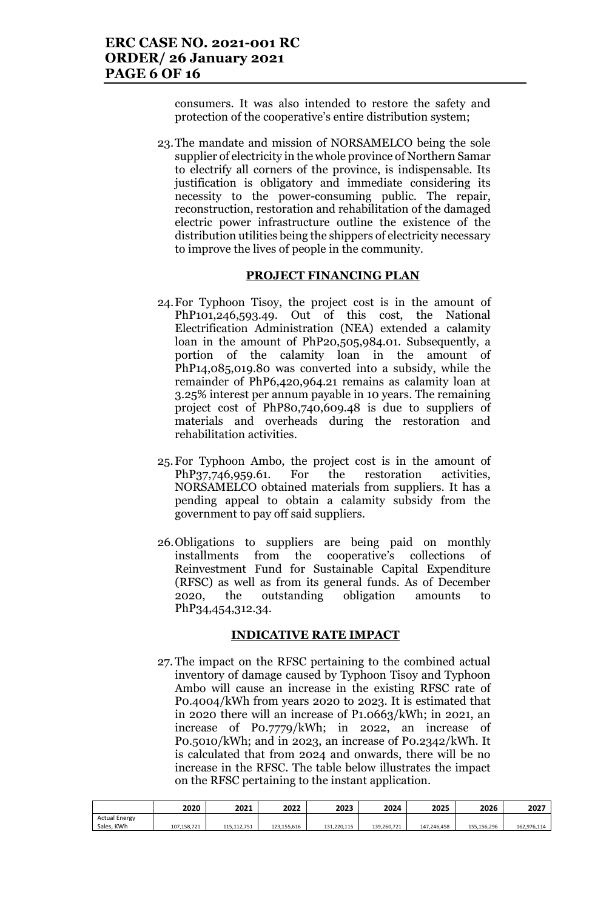consumers. It was also intended to restore the safety and protection of the cooperative's entire distribution system;

23. The mandate and mission of NORSAMELCO being the sole supplier of electricity in the whole province of Northern Samar to electrify all corners of the province, is indispensable. Its justification is obligatory and immediate considering its necessity to the power-consuming public. The repair, reconstruction, restoration and rehabilitation of the damaged electric power infrastructure outline the existence of the distribution utilities being the shippers of electricity necessary to improve the lives of people in the community.

## PROJECT FINANCING PLAN

24. For Typhoon Tisoy, the project cost is in the amount of PhP101,246,593.49. Out of this cost, the National Electrification Administration (NEA) extended a calamity loan in the amount of PhP20,505,984.01. Subsequently, a portion of the calamity loan in the amount of PhP14,085,019.80 was converted into a subsidy, while the remainder of PhP6,420,964.21 remains as calamity loan at 3.25% interest per annum payable in 10 years. The remaining project cost of PhP80,740,609.48 is due to suppliers of materials and overheads during the restoration and rehabilitation activities.

25. For Typhoon Ambo, the project cost is in the amount of PhP37,746,959.61. For the restoration activities, NORSAMELCO obtained materials from suppliers. It has a pending appeal to obtain a calamity subsidy from the government to pay off said suppliers.

26. Obligations to suppliers are being paid on monthly installments from the cooperative's collections of Reinvestment Fund for Sustainable Capital Expenditure (RFSC) as well as from its general funds. As of December 2020, the outstanding obligation amounts to PhP34,454,312.34.

## INDICATIVE RATE IMPACT

27. The impact on the RFSC pertaining to the combined actual inventory of damage caused by Typhoon Tisoy and Typhoon Ambo will cause an increase in the existing RFSC rate of P0.4004/kWh from years 2020 to 2023. It is estimated that in 2020 there will an increase of P1.0663/kWh; in 2021, an increase of P0.7779/kWh; in 2022, an increase of P0.5010/kWh; and in 2023, an increase of P0.2342/kWh. It is calculated that from 2024 and onwards, there will be no increase in the RFSC. The table below illustrates the impact on the RFSC pertaining to the instant application.

| | 2020 | 2021 | 2022 | 2023 | 2024 | 2025 | 2026 | 2027 |
|---|---|---|---|---|---|---|---|---|
| Actual Energy Sales, KWh | 107,158,721 | 115,112,751 | 123,155,616 | 131,220,115 | 139,260,721 | 147,246,458 | 155,156,296 | 162,976,114 |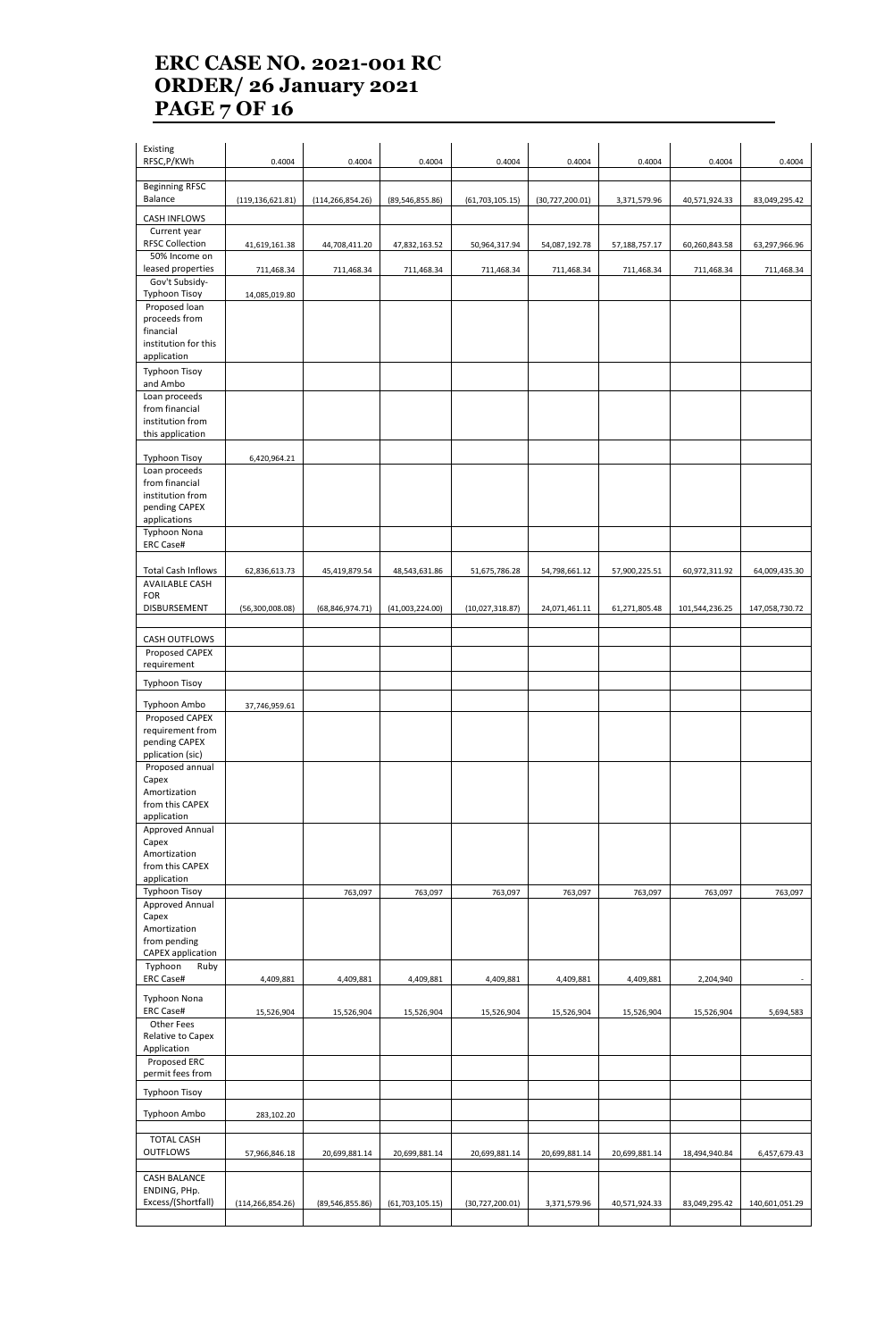| | | | | | | | | |
|---|---|---|---|---|---|---|---|---|
| Existing RFSC,P/KWh | 0.4004 | 0.4004 | 0.4004 | 0.4004 | 0.4004 | 0.4004 | 0.4004 | 0.4004 |
| | | | | | | | | |
| Beginning RFSC Balance | (119,136,621.81) | (114,266,854.26) | (89,546,855.86) | (61,703,105.15) | (30,727,200.01) | 3,371,579.96 | 40,571,924.33 | 83,049,295.42 |
| CASH INFLOWS | | | | | | | | |
| Current year RFSC Collection | 41,619,161.38 | 44,708,411.20 | 47,832,163.52 | 50,964,317.94 | 54,087,192.78 | 57,188,757.17 | 60,260,843.58 | 63,297,966.96 |
| 50% Income on leased properties | 711,468.34 | 711,468.34 | 711,468.34 | 711,468.34 | 711,468.34 | 711,468.34 | 711,468.34 | 711,468.34 |
| Gov't Subsidy-Typhoon Tisoy | 14,085,019.80 | | | | | | | |
| Proposed loan proceeds from financial institution for this application | | | | | | | | |
| Typhoon Tisoy and Ambo | | | | | | | | |
| Loan proceeds from financial institution from this application | | | | | | | | |
| Typhoon Tisoy | 6,420,964.21 | | | | | | | |
| Loan proceeds from financial institution from pending CAPEX applications | | | | | | | | |
| Typhoon Nona ERC Case# | | | | | | | | |
| | | | | | | | | |
| Total Cash Inflows | 62,836,613.73 | 45,419,879.54 | 48,543,631.86 | 51,675,786.28 | 54,798,661.12 | 57,900,225.51 | 60,972,311.92 | 64,009,435.30 |
| AVAILABLE CASH FOR DISBURSEMENT | (56,300,008.08) | (68,846,974.71) | (41,003,224.00) | (10,027,318.87) | 24,071,461.11 | 61,271,805.48 | 101,544,236.25 | 147,058,730.72 |
| | | | | | | | | |
| CASH OUTFLOWS | | | | | | | | |
| Proposed CAPEX requirement | | | | | | | | |
| Typhoon Tisoy | | | | | | | | |
| Typhoon Ambo | 37,746,959.61 | | | | | | | |
| Proposed CAPEX requirement from pending CAPEX pplication (sic) | | | | | | | | |
| Proposed annual Capex Amortization from this CAPEX application | | | | | | | | |
| Approved Annual Capex Amortization from this CAPEX application | | | | | | | | |
| Typhoon Tisoy | | 763,097 | 763,097 | 763,097 | 763,097 | 763,097 | 763,097 | 763,097 |
| Approved Annual Capex Amortization from pending CAPEX application | | | | | | | | |
| Typhoon Ruby ERC Case# | 4,409,881 | 4,409,881 | 4,409,881 | 4,409,881 | 4,409,881 | 4,409,881 | 2,204,940 | - |
| Typhoon Nona ERC Case# | 15,526,904 | 15,526,904 | 15,526,904 | 15,526,904 | 15,526,904 | 15,526,904 | 15,526,904 | 5,694,583 |
| Other Fees Relative to Capex Application | | | | | | | | |
| Proposed ERC permit fees from | | | | | | | | |
| Typhoon Tisoy | | | | | | | | |
| Typhoon Ambo | 283,102.20 | | | | | | | |
| | | | | | | | | |
| TOTAL CASH OUTFLOWS | 57,966,846.18 | 20,699,881.14 | 20,699,881.14 | 20,699,881.14 | 20,699,881.14 | 20,699,881.14 | 18,494,940.84 | 6,457,679.43 |
| | | | | | | | | |
| CASH BALANCE ENDING, PHp. Excess/(Shortfall) | (114,266,854.26) | (89,546,855.86) | (61,703,105.15) | (30,727,200.01) | 3,371,579.96 | 40,571,924.33 | 83,049,295.42 | 140,601,051.29 |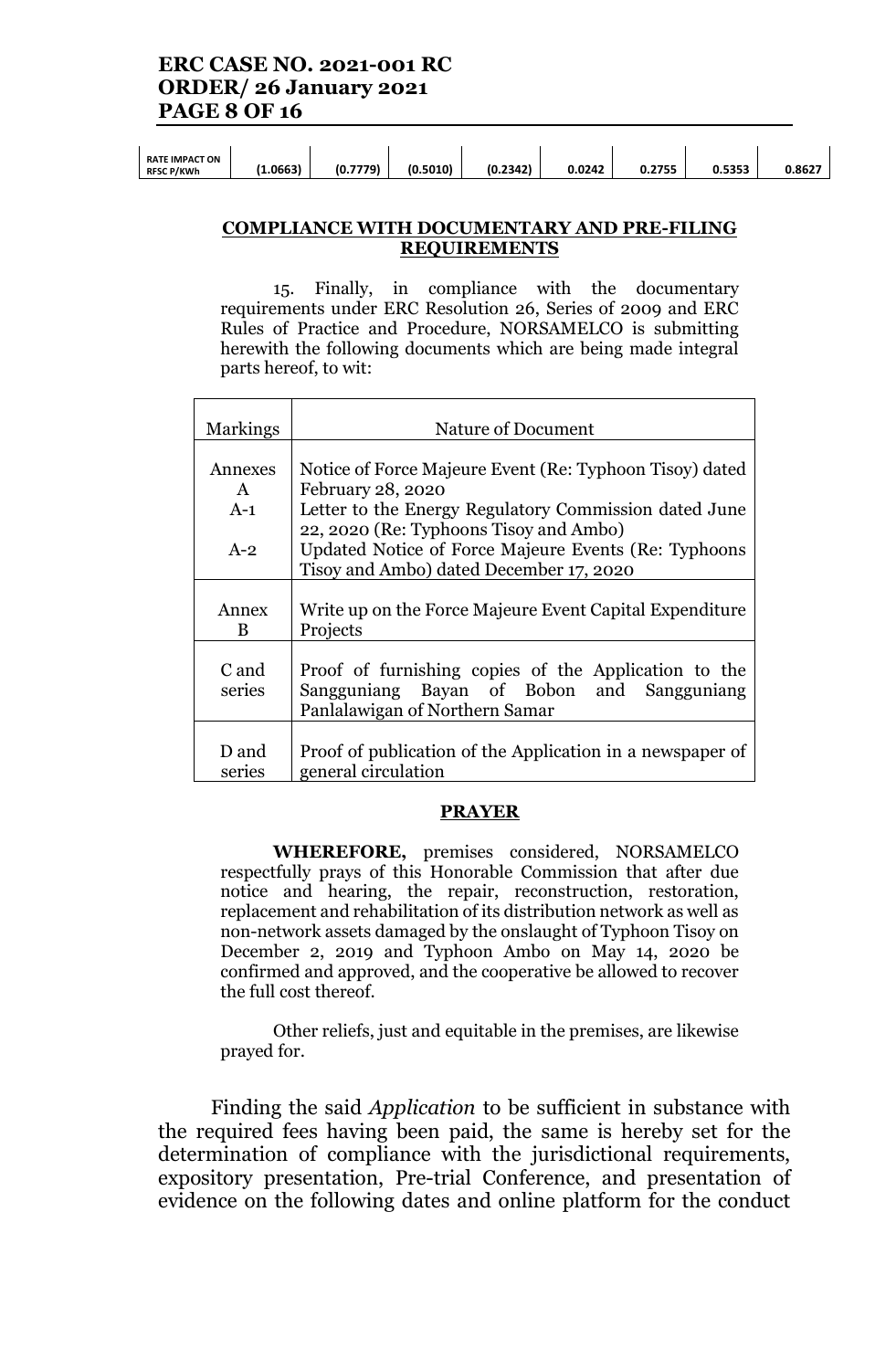| RATE IMPACT ON RFSC P/KWh | (1.0663) | (0.7779) | (0.5010) | (0.2342) | 0.0242 | 0.2755 | 0.5353 | 0.8627 |
|---|---|---|---|---|---|---|---|---|

**COMPLIANCE WITH DOCUMENTARY AND PRE-FILING REQUIREMENTS**

15. Finally, in compliance with the documentary requirements under ERC Resolution 26, Series of 2009 and ERC Rules of Practice and Procedure, NORSAMELCO is submitting herewith the following documents which are being made integral parts hereof, to wit:

| Markings | Nature of Document |
|---|---|
| Annexes A | Notice of Force Majeure Event (Re: Typhoon Tisoy) dated February 28, 2020 |
| A-1 | Letter to the Energy Regulatory Commission dated June 22, 2020 (Re: Typhoons Tisoy and Ambo) |
| A-2 | Updated Notice of Force Majeure Events (Re: Typhoons Tisoy and Ambo) dated December 17, 2020 |
| Annex B | Write up on the Force Majeure Event Capital Expenditure Projects |
| C and series | Proof of furnishing copies of the Application to the Sangguniang Bayan of Bobon and Sangguniang Panlalawigan of Northern Samar |
| D and series | Proof of publication of the Application in a newspaper of general circulation |

**PRAYER**

**WHEREFORE,** premises considered, NORSAMELCO respectfully prays of this Honorable Commission that after due notice and hearing, the repair, reconstruction, restoration, replacement and rehabilitation of its distribution network as well as non-network assets damaged by the onslaught of Typhoon Tisoy on December 2, 2019 and Typhoon Ambo on May 14, 2020 be confirmed and approved, and the cooperative be allowed to recover the full cost thereof.

Other reliefs, just and equitable in the premises, are likewise prayed for.

Finding the said *Application* to be sufficient in substance with the required fees having been paid, the same is hereby set for the determination of compliance with the jurisdictional requirements, expository presentation, Pre-trial Conference, and presentation of evidence on the following dates and online platform for the conduct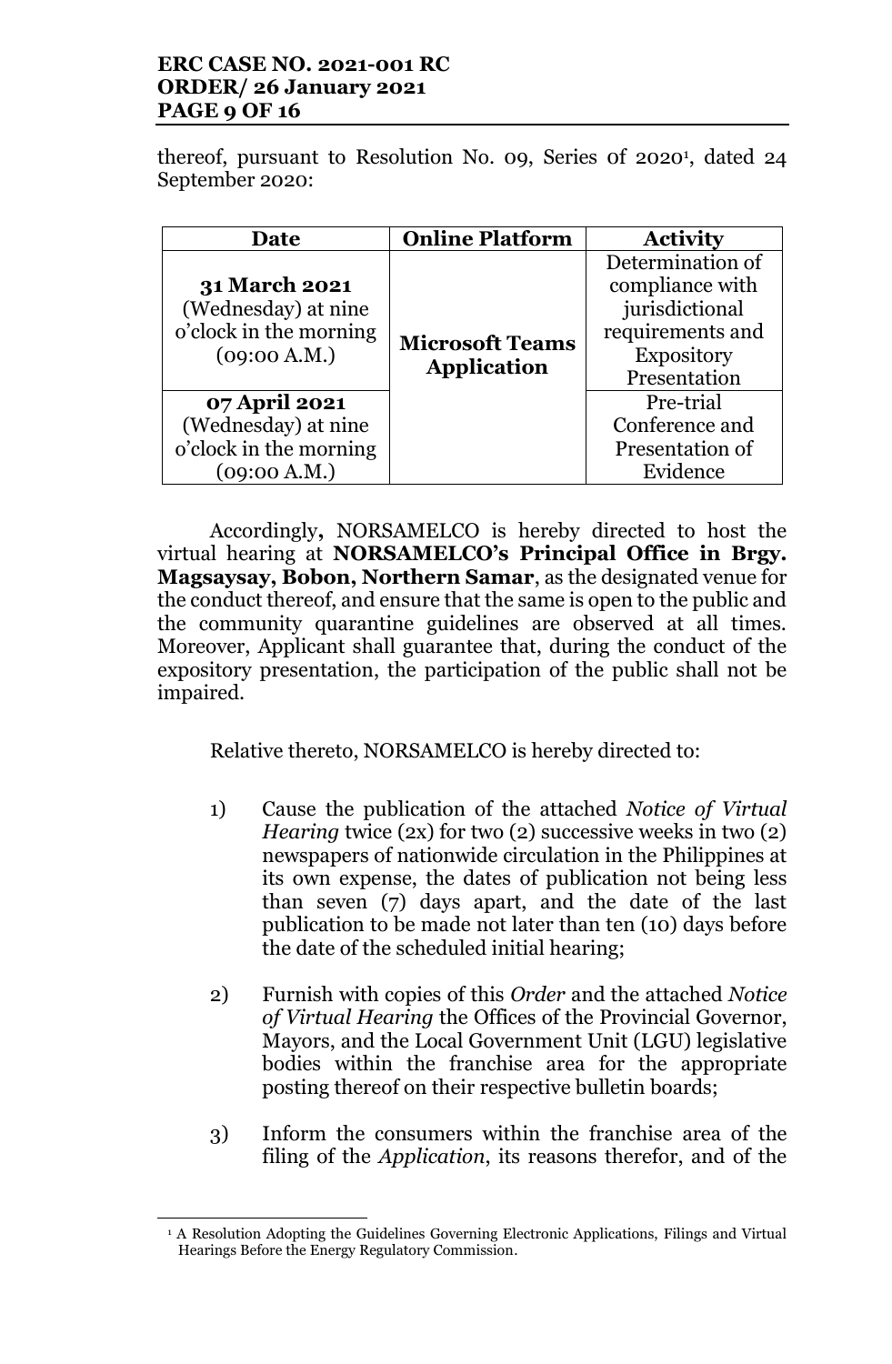thereof, pursuant to Resolution No. 09, Series 0f 2020[1], dated 24 September 2020:

| Date | Online Platform | Activity |
|---|---|---|
| **31 March 2021** (Wednesday) at nine o'clock in the morning (09:00 A.M.) | **Microsoft Teams Application** | Determination of compliance with jurisdictional requirements and Expository Presentation |
| **07 April 2021** (Wednesday) at nine o'clock in the morning (09:00 A.M.) | | Pre-trial Conference and Presentation of Evidence |

Accordingly**,** NORSAMELCO is hereby directed to host the virtual hearing at **NORSAMELCO's Principal Office in Brgy. Magsaysay, Bobon, Northern Samar**, as the designated venue for the conduct thereof, and ensure that the same is open to the public and the community quarantine guidelines are observed at all times. Moreover, Applicant shall guarantee that, during the conduct of the expository presentation, the participation of the public shall not be impaired.

Relative thereto, NORSAMELCO is hereby directed to:

1) Cause the publication of the attached *Notice of Virtual Hearing* twice (2x) for two (2) successive weeks in two (2) newspapers of nationwide circulation in the Philippines at its own expense, the dates of publication not being less than seven (7) days apart, and the date of the last publication to be made not later than ten (10) days before the date of the scheduled initial hearing;

2) Furnish with copies of this *Order* and the attached *Notice of Virtual Hearing* the Offices of the Provincial Governor, Mayors, and the Local Government Unit (LGU) legislative bodies within the franchise area for the appropriate posting thereof on their respective bulletin boards;

3) Inform the consumers within the franchise area of the filing of the *Application*, its reasons therefor, and of the

[1] A Resolution Adopting the Guidelines Governing Electronic Applications, Filings and Virtual Hearings Before the Energy Regulatory Commission.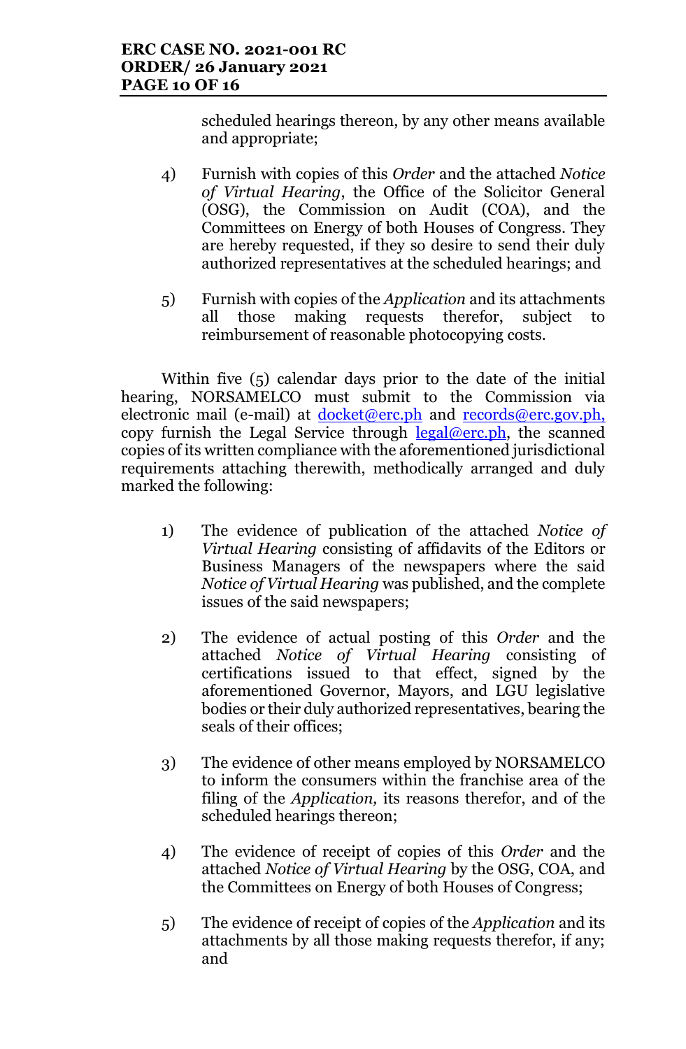scheduled hearings thereon, by any other means available and appropriate;

4) Furnish with copies of this *Order* and the attached *Notice of Virtual Hearing*, the Office of the Solicitor General (OSG), the Commission on Audit (COA), and the Committees on Energy of both Houses of Congress. They are hereby requested, if they so desire to send their duly authorized representatives at the scheduled hearings; and

5) Furnish with copies of the *Application* and its attachments all those making requests therefor, subject to reimbursement of reasonable photocopying costs.

Within five (5) calendar days prior to the date of the initial hearing, NORSAMELCO must submit to the Commission via electronic mail (e-mail) at docket@erc.ph and records@erc.gov.ph, copy furnish the Legal Service through legal@erc.ph, the scanned copies of its written compliance with the aforementioned jurisdictional requirements attaching therewith, methodically arranged and duly marked the following:

1) The evidence of publication of the attached *Notice of Virtual Hearing* consisting of affidavits of the Editors or Business Managers of the newspapers where the said *Notice of Virtual Hearing* was published, and the complete issues of the said newspapers;

2) The evidence of actual posting of this *Order* and the attached *Notice of Virtual Hearing* consisting of certifications issued to that effect, signed by the aforementioned Governor, Mayors, and LGU legislative bodies or their duly authorized representatives, bearing the seals of their offices;

3) The evidence of other means employed by NORSAMELCO to inform the consumers within the franchise area of the filing of the *Application,* its reasons therefor, and of the scheduled hearings thereon;

4) The evidence of receipt of copies of this *Order* and the attached *Notice of Virtual Hearing* by the OSG, COA, and the Committees on Energy of both Houses of Congress;

5) The evidence of receipt of copies of the *Application* and its attachments by all those making requests therefor, if any; and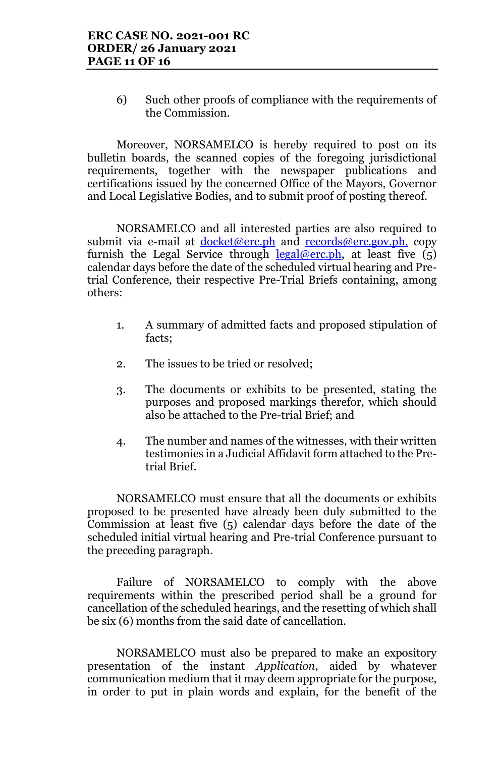6) Such other proofs of compliance with the requirements of the Commission.

Moreover, NORSAMELCO is hereby required to post on its bulletin boards, the scanned copies of the foregoing jurisdictional requirements, together with the newspaper publications and certifications issued by the concerned Office of the Mayors, Governor and Local Legislative Bodies, and to submit proof of posting thereof.

NORSAMELCO and all interested parties are also required to submit via e-mail at docket@erc.ph and records@erc.gov.ph, copy furnish the Legal Service through legal@erc.ph, at least five (5) calendar days before the date of the scheduled virtual hearing and Pre-trial Conference, their respective Pre-Trial Briefs containing, among others:

1. A summary of admitted facts and proposed stipulation of facts;

2. The issues to be tried or resolved;

3. The documents or exhibits to be presented, stating the purposes and proposed markings therefor, which should also be attached to the Pre-trial Brief; and

4. The number and names of the witnesses, with their written testimonies in a Judicial Affidavit form attached to the Pre-trial Brief.

NORSAMELCO must ensure that all the documents or exhibits proposed to be presented have already been duly submitted to the Commission at least five (5) calendar days before the date of the scheduled initial virtual hearing and Pre-trial Conference pursuant to the preceding paragraph.

Failure of NORSAMELCO to comply with the above requirements within the prescribed period shall be a ground for cancellation of the scheduled hearings, and the resetting of which shall be six (6) months from the said date of cancellation.

NORSAMELCO must also be prepared to make an expository presentation of the instant *Application*, aided by whatever communication medium that it may deem appropriate for the purpose, in order to put in plain words and explain, for the benefit of the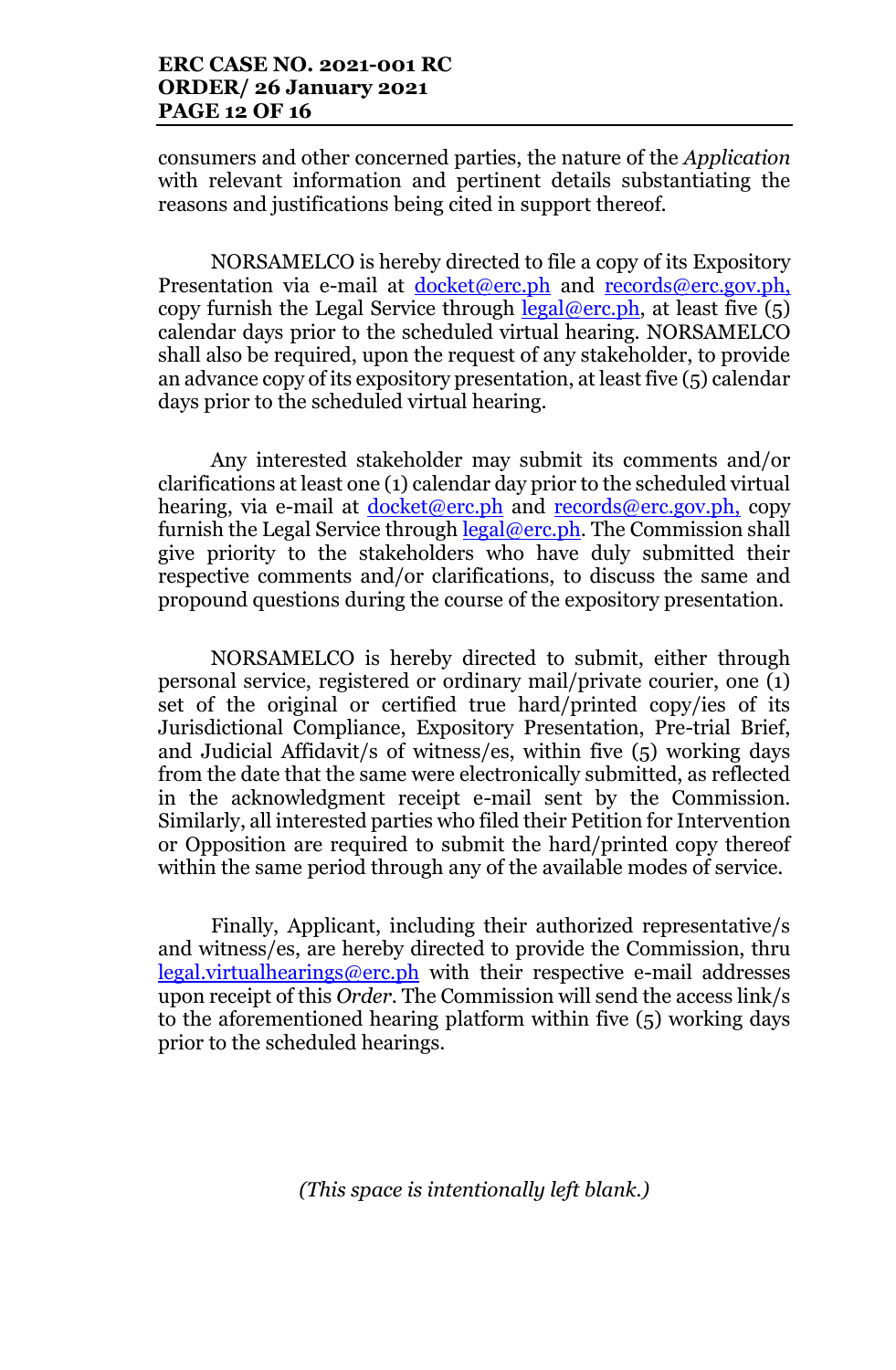consumers and other concerned parties, the nature of the *Application* with relevant information and pertinent details substantiating the reasons and justifications being cited in support thereof.

NORSAMELCO is hereby directed to file a copy of its Expository Presentation via e-mail at docket@erc.ph and records@erc.gov.ph, copy furnish the Legal Service through legal@erc.ph, at least five (5) calendar days prior to the scheduled virtual hearing. NORSAMELCO shall also be required, upon the request of any stakeholder, to provide an advance copy of its expository presentation, at least five (5) calendar days prior to the scheduled virtual hearing.

Any interested stakeholder may submit its comments and/or clarifications at least one (1) calendar day prior to the scheduled virtual hearing, via e-mail at docket@erc.ph and records@erc.gov.ph, copy furnish the Legal Service through legal@erc.ph. The Commission shall give priority to the stakeholders who have duly submitted their respective comments and/or clarifications, to discuss the same and propound questions during the course of the expository presentation.

NORSAMELCO is hereby directed to submit, either through personal service, registered or ordinary mail/private courier, one (1) set of the original or certified true hard/printed copy/ies of its Jurisdictional Compliance, Expository Presentation, Pre-trial Brief, and Judicial Affidavit/s of witness/es, within five (5) working days from the date that the same were electronically submitted, as reflected in the acknowledgment receipt e-mail sent by the Commission. Similarly, all interested parties who filed their Petition for Intervention or Opposition are required to submit the hard/printed copy thereof within the same period through any of the available modes of service.

Finally, Applicant, including their authorized representative/s and witness/es, are hereby directed to provide the Commission, thru legal.virtualhearings@erc.ph with their respective e-mail addresses upon receipt of this *Order*. The Commission will send the access link/s to the aforementioned hearing platform within five (5) working days prior to the scheduled hearings.

*(This space is intentionally left blank.)*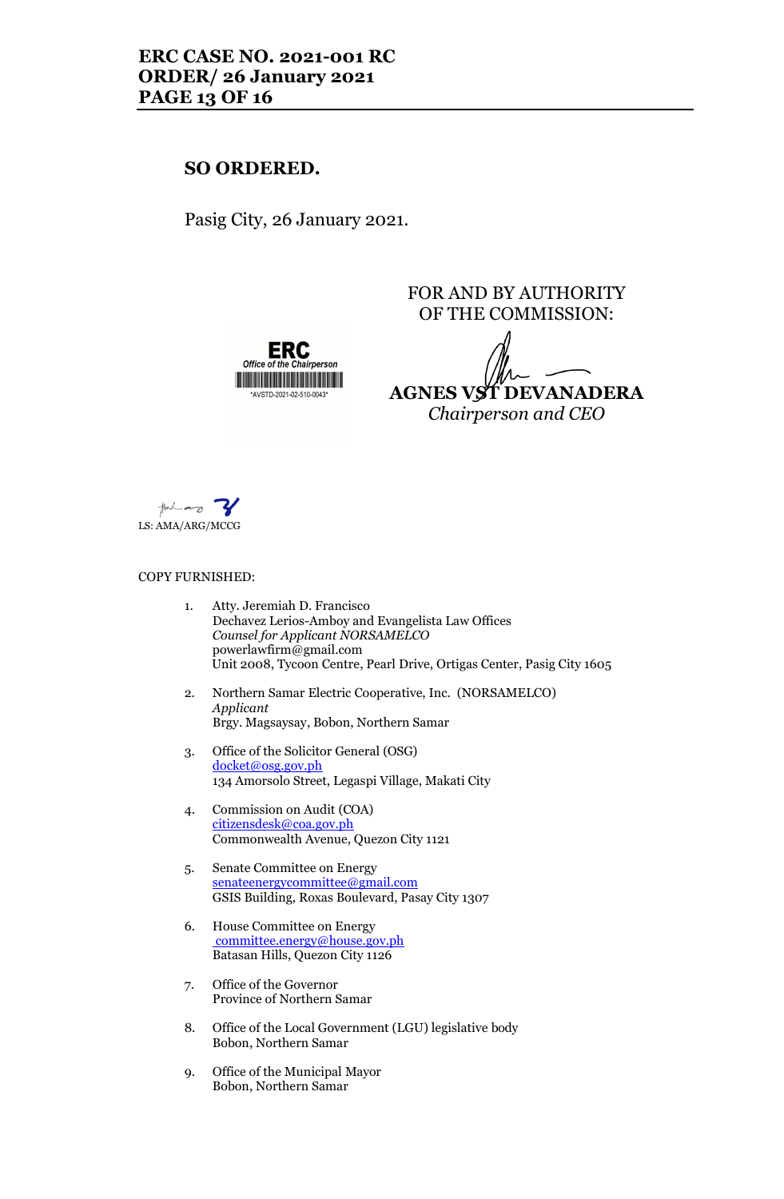**SO ORDERED.**

Pasig City, 26 January 2021.

FOR AND BY AUTHORITY OF THE COMMISSION:

ERC
Office of the Chairperson
*AVSTD-2021-02-510-0043*

**AGNES VST DEVANADERA**
*Chairperson and CEO*

LS: AMA/ARG/MCCG

COPY FURNISHED:

1. Atty. Jeremiah D. Francisco
   Dechavez Lerios-Amboy and Evangelista Law Offices
   *Counsel for Applicant NORSAMELCO*
   powerlawfirm@gmail.com
   Unit 2008, Tycoon Centre, Pearl Drive, Ortigas Center, Pasig City 1605

2. Northern Samar Electric Cooperative, Inc. (NORSAMELCO)
   *Applicant*
   Brgy. Magsaysay, Bobon, Northern Samar

3. Office of the Solicitor General (OSG)
   docket@osg.gov.ph
   134 Amorsolo Street, Legaspi Village, Makati City

4. Commission on Audit (COA)
   citizensdesk@coa.gov.ph
   Commonwealth Avenue, Quezon City 1121

5. Senate Committee on Energy
   senateenergycommittee@gmail.com
   GSIS Building, Roxas Boulevard, Pasay City 1307

6. House Committee on Energy
   committee.energy@house.gov.ph
   Batasan Hills, Quezon City 1126

7. Office of the Governor
   Province of Northern Samar

8. Office of the Local Government (LGU) legislative body
   Bobon, Northern Samar

9. Office of the Municipal Mayor
   Bobon, Northern Samar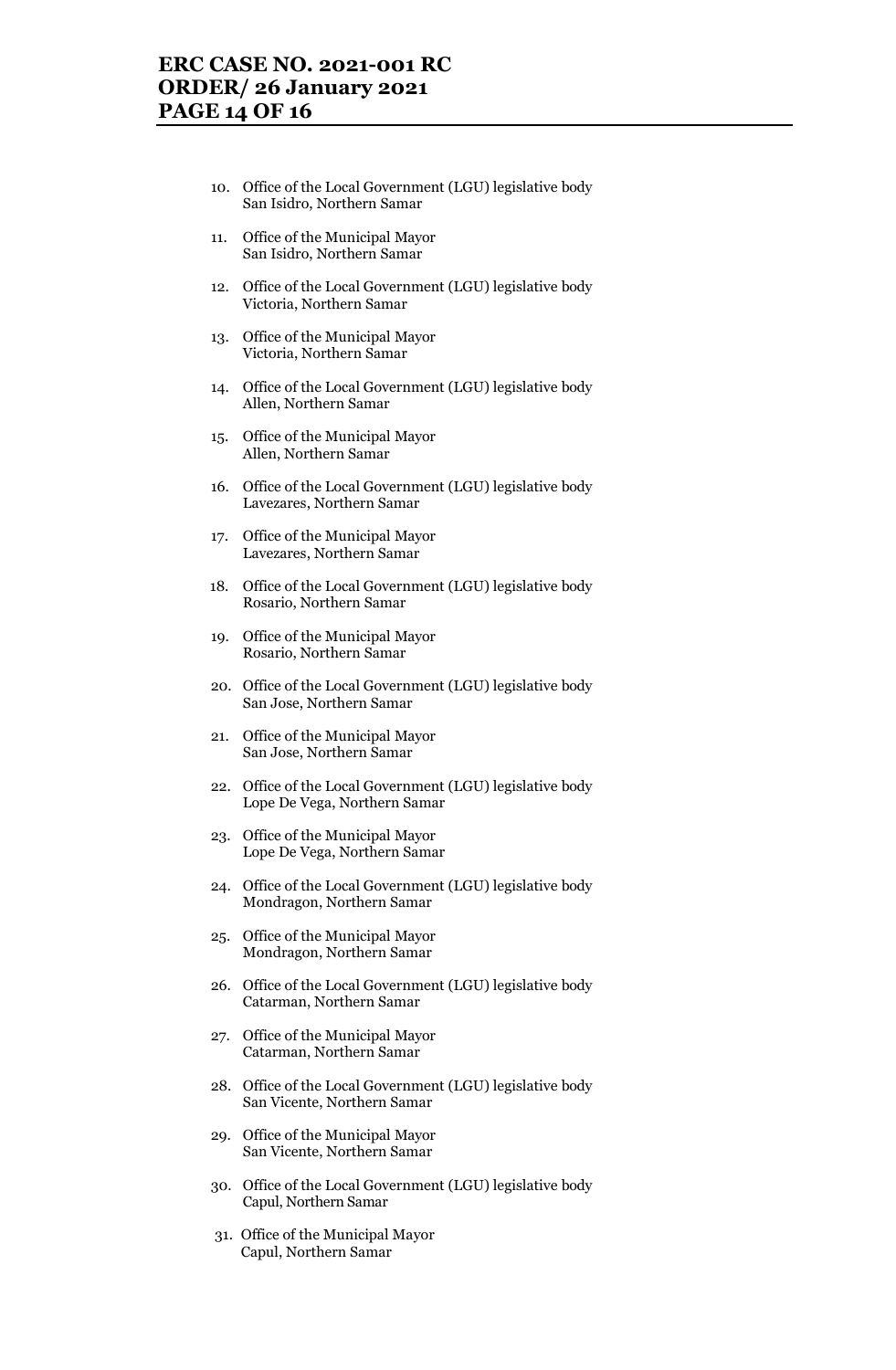10. Office of the Local Government (LGU) legislative body
    San Isidro, Northern Samar

11. Office of the Municipal Mayor
    San Isidro, Northern Samar

12. Office of the Local Government (LGU) legislative body
    Victoria, Northern Samar

13. Office of the Municipal Mayor
    Victoria, Northern Samar

14. Office of the Local Government (LGU) legislative body
    Allen, Northern Samar

15. Office of the Municipal Mayor
    Allen, Northern Samar

16. Office of the Local Government (LGU) legislative body
    Lavezares, Northern Samar

17. Office of the Municipal Mayor
    Lavezares, Northern Samar

18. Office of the Local Government (LGU) legislative body
    Rosario, Northern Samar

19. Office of the Municipal Mayor
    Rosario, Northern Samar

20. Office of the Local Government (LGU) legislative body
    San Jose, Northern Samar

21. Office of the Municipal Mayor
    San Jose, Northern Samar

22. Office of the Local Government (LGU) legislative body
    Lope De Vega, Northern Samar

23. Office of the Municipal Mayor
    Lope De Vega, Northern Samar

24. Office of the Local Government (LGU) legislative body
    Mondragon, Northern Samar

25. Office of the Municipal Mayor
    Mondragon, Northern Samar

26. Office of the Local Government (LGU) legislative body
    Catarman, Northern Samar

27. Office of the Municipal Mayor
    Catarman, Northern Samar

28. Office of the Local Government (LGU) legislative body
    San Vicente, Northern Samar

29. Office of the Municipal Mayor
    San Vicente, Northern Samar

30. Office of the Local Government (LGU) legislative body
    Capul, Northern Samar

31. Office of the Municipal Mayor
    Capul, Northern Samar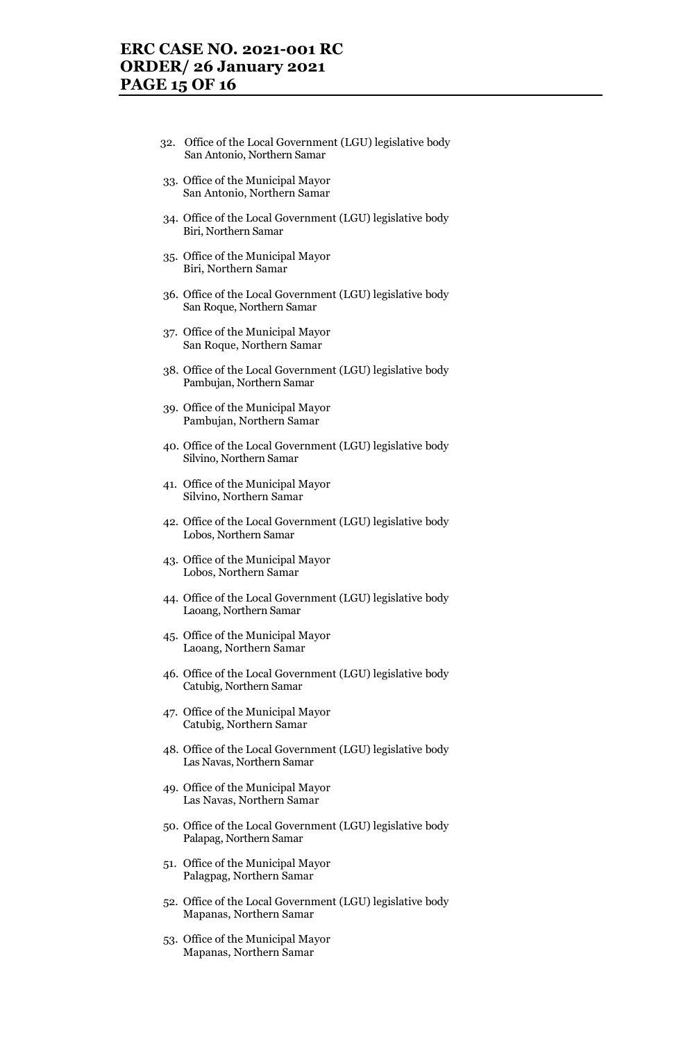32. Office of the Local Government (LGU) legislative body
    San Antonio, Northern Samar

33. Office of the Municipal Mayor
    San Antonio, Northern Samar

34. Office of the Local Government (LGU) legislative body
    Biri, Northern Samar

35. Office of the Municipal Mayor
    Biri, Northern Samar

36. Office of the Local Government (LGU) legislative body
    San Roque, Northern Samar

37. Office of the Municipal Mayor
    San Roque, Northern Samar

38. Office of the Local Government (LGU) legislative body
    Pambujan, Northern Samar

39. Office of the Municipal Mayor
    Pambujan, Northern Samar

40. Office of the Local Government (LGU) legislative body
    Silvino, Northern Samar

41. Office of the Municipal Mayor
    Silvino, Northern Samar

42. Office of the Local Government (LGU) legislative body
    Lobos, Northern Samar

43. Office of the Municipal Mayor
    Lobos, Northern Samar

44. Office of the Local Government (LGU) legislative body
    Laoang, Northern Samar

45. Office of the Municipal Mayor
    Laoang, Northern Samar

46. Office of the Local Government (LGU) legislative body
    Catubig, Northern Samar

47. Office of the Municipal Mayor
    Catubig, Northern Samar

48. Office of the Local Government (LGU) legislative body
    Las Navas, Northern Samar

49. Office of the Municipal Mayor
    Las Navas, Northern Samar

50. Office of the Local Government (LGU) legislative body
    Palapag, Northern Samar

51. Office of the Municipal Mayor
    Palagpag, Northern Samar

52. Office of the Local Government (LGU) legislative body
    Mapanas, Northern Samar

53. Office of the Municipal Mayor
    Mapanas, Northern Samar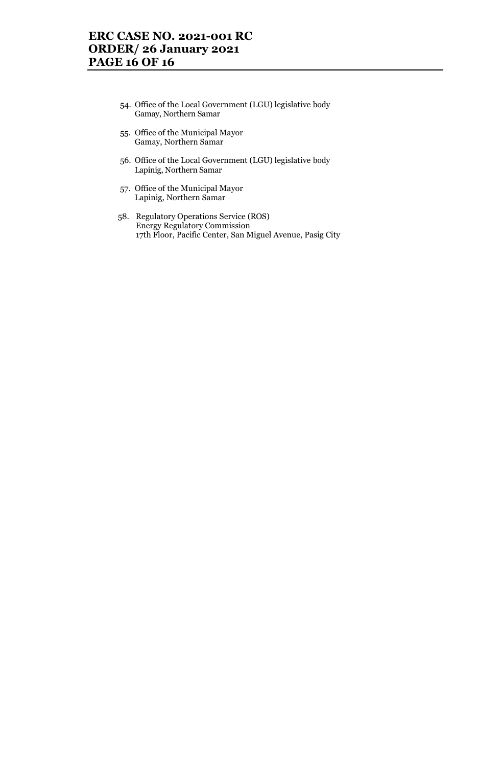54. Office of the Local Government (LGU) legislative body
    Gamay, Northern Samar

55. Office of the Municipal Mayor
    Gamay, Northern Samar

56. Office of the Local Government (LGU) legislative body
    Lapinig, Northern Samar

57. Office of the Municipal Mayor
    Lapinig, Northern Samar

58. Regulatory Operations Service (ROS)
    Energy Regulatory Commission
    17th Floor, Pacific Center, San Miguel Avenue, Pasig City